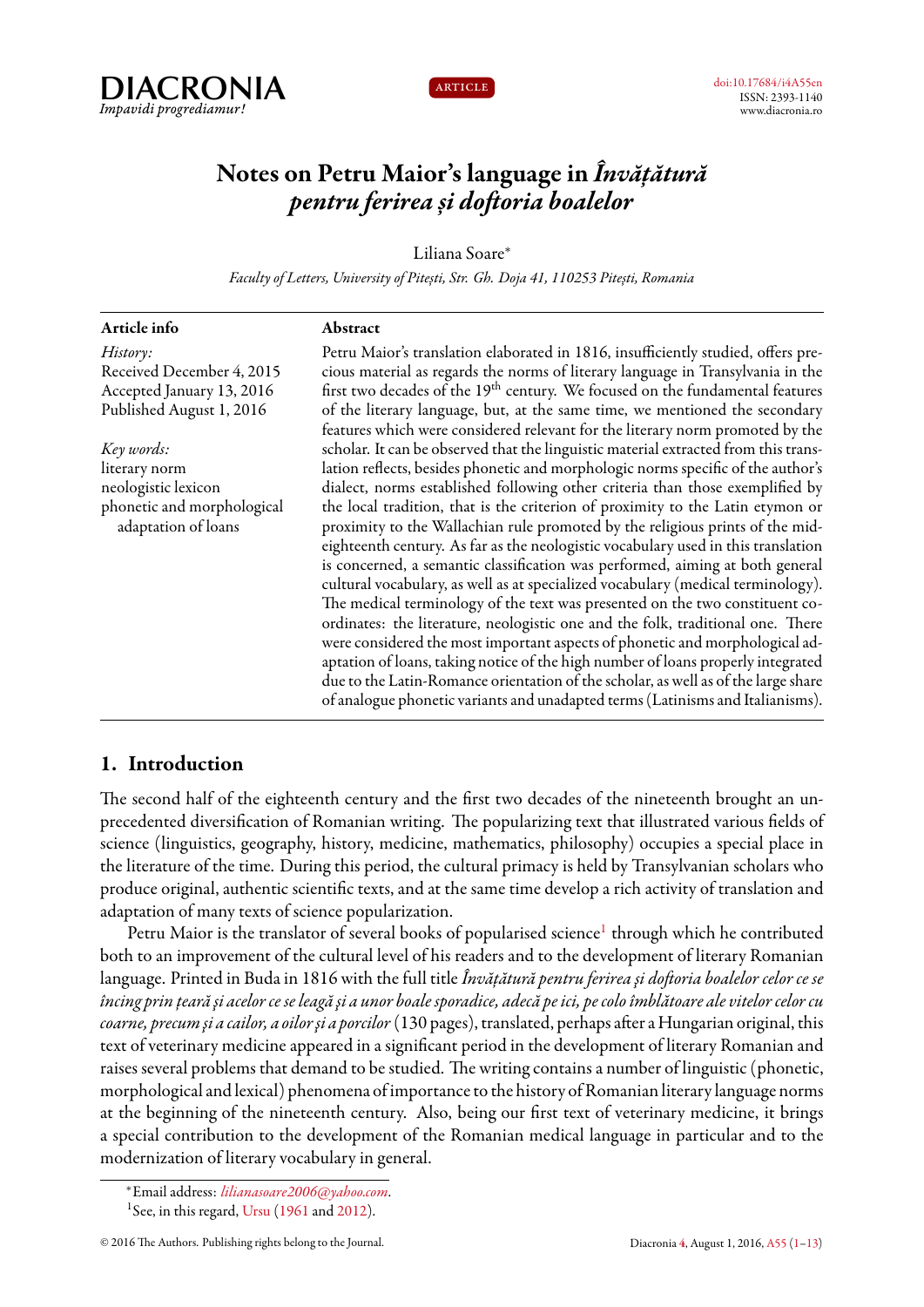DIACRONIA
*Impavidi progrediamur!*

ARTICLE

doi:10.17684/i4A55en
ISSN: 2393-1140
www.diacronia.ro

# Notes on Petru Maior's language in *Învățătură pentru ferirea și doftoria boalelor*

Liliana Soare*

*Faculty of Letters, University of Pitești, Str. Gh. Doja 41, 110253 Pitești, Romania*

**Article info**

*History:*
Received December 4, 2015
Accepted January 13, 2016
Published August 1, 2016

*Key words:*
literary norm
neologistic lexicon
phonetic and morphological adaptation of loans

**Abstract**

Petru Maior's translation elaborated in 1816, insufficiently studied, offers precious material as regards the norms of literary language in Transylvania in the first two decades of the 19th century. We focused on the fundamental features of the literary language, but, at the same time, we mentioned the secondary features which were considered relevant for the literary norm promoted by the scholar. It can be observed that the linguistic material extracted from this translation reflects, besides phonetic and morphologic norms specific of the author's dialect, norms established following other criteria than those exemplified by the local tradition, that is the criterion of proximity to the Latin etymon or proximity to the Wallachian rule promoted by the religious prints of the mid-eighteenth century. As far as the neologistic vocabulary used in this translation is concerned, a semantic classification was performed, aiming at both general cultural vocabulary, as well as at specialized vocabulary (medical terminology). The medical terminology of the text was presented on the two constituent coordinates: the literature, neologistic one and the folk, traditional one. There were considered the most important aspects of phonetic and morphological adaptation of loans, taking notice of the high number of loans properly integrated due to the Latin-Romance orientation of the scholar, as well as of the large share of analogue phonetic variants and unadapted terms (Latinisms and Italianisms).

## 1. Introduction

The second half of the eighteenth century and the first two decades of the nineteenth brought an unprecedented diversification of Romanian writing. The popularizing text that illustrated various fields of science (linguistics, geography, history, medicine, mathematics, philosophy) occupies a special place in the literature of the time. During this period, the cultural primacy is held by Transylvanian scholars who produce original, authentic scientific texts, and at the same time develop a rich activity of translation and adaptation of many texts of science popularization.

Petru Maior is the translator of several books of popularised science[1] through which he contributed both to an improvement of the cultural level of his readers and to the development of literary Romanian language. Printed in Buda in 1816 with the full title *Învățătură pentru ferirea și doftoria boalelor celor ce se încing prin țeară și acelor ce se leagă și a unor boale sporadice, adecă pe ici, pe colo îmblătoare ale vitelor celor cu coarne, precum și a cailor, a oilor și a porcilor* (130 pages), translated, perhaps after a Hungarian original, this text of veterinary medicine appeared in a significant period in the development of literary Romanian and raises several problems that demand to be studied. The writing contains a number of linguistic (phonetic, morphological and lexical) phenomena of importance to the history of Romanian literary language norms at the beginning of the nineteenth century. Also, being our first text of veterinary medicine, it brings a special contribution to the development of the Romanian medical language in particular and to the modernization of literary vocabulary in general.

*Email address: *liliana­soare2006@yahoo.com*.

[1] See, in this regard, Ursu (1961 and 2012).

© 2016 The Authors. Publishing rights belong to the Journal.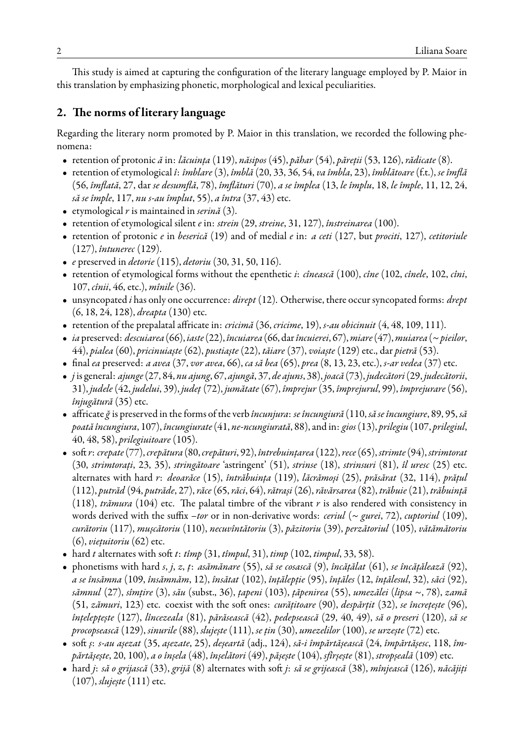This study is aimed at capturing the configuration of the literary language employed by P. Maior in this translation by emphasizing phonetic, morphological and lexical peculiarities.

## 2. The norms of literary language

Regarding the literary norm promoted by P. Maior in this translation, we recorded the following phenomena:

- retention of protonic *ă* in: *lăcuința* (119), *năsipos* (45), *păhar* (54), *păreții* (53, 126), *rădicate* (8).
- retention of etymological *î*: *îmblare* (3), *îmblă* (20, 33, 36, 54, *va îmbla*, 23), *îmblătoare* (f.t.), *se îmflă* (56, *îmflată*, 27, dar *se desumflă*, 78), *îmflături* (70), *a se împlea* (13, *le împlu*, 18, *le împle*, 11, 12, 24, *să se împle*, 117, *nu s-au împlut*, 55), *a întra* (37, 43) etc.
- etymological *r* is maintained in *serină* (3).
- retention of etymological silent *e* in: *strein* (29, *streine*, 31, 127), *înstreinarea* (100).
- retention of protonic *e* in *beserică* (19) and of medial *e* in: *a ceti* (127, but *prociti*, 127), *cetitoriule* (127), *întunerec* (129).
- *e* preserved in *detorie* (115), *detoriu* (30, 31, 50, 116).
- retention of etymological forms without the epenthetic *i*: *cînească* (100), *cîne* (102, *cînele*, 102, *cîni*, 107, *cînii*, 46, etc.), *mînile* (36).
- unsyncopated *i* has only one occurrence: *dirept* (12). Otherwise, there occur syncopated forms: *drept* (6, 18, 24, 128), *dreapta* (130) etc.
- retention of the prepalatal affricate in: *cricimă* (36, *cricime*, 19), *s-au obicinuit* (4, 48, 109, 111).
- *ia* preserved: *descuiarea* (66), *iaste* (22), *încuiarea* (66, dar *încuierei*, 67), *miare* (47), *muiarea* (~ *pieilor*, 44), *pialea* (60), *pricinuiaște* (62), *pustiaște* (22), *tăiare* (37), *voiaște* (129) etc., dar *piatră* (53).
- final *ea* preserved: *a avea* (37, *vor avea*, 66), *ca să bea* (65), *prea* (8, 13, 23, etc.), *s-ar vedea* (37) etc.
- *j* is general: *ajunge* (27, 84, *nu ajung*, 67, *ajungă*, 37, *de ajuns*, 38), *joacă* (73), *judecători* (29, *judecătorii*, 31), *judele* (42, *judelui*, 39), *județ* (72), *jumătate* (67), *împrejur* (35, *împrejurul*, 99), *împrejurare* (56), *înjugătură* (35) etc.
- affricate *ğ* is preserved in the forms of the verb *încunjura*: *se încungiură* (110, *să se încungiure*, 89, 95, *să poată încungiura*, 107), *încungiurate* (41, *ne-ncungiurată*, 88), and in: *gios* (13), *prilegiu* (107, *prilegiul*, 40, 48, 58), *prilegiuitoare* (105).
- soft *r*: *crepate* (77), *crepătura* (80, *crepături*, 92), *întrebuințarea* (122), *rece* (65), *strimte* (94), *strimtorat* (30, *strimtorați*, 23, 35), *stringătoare* 'astringent' (51), *strinse* (18), *strinsuri* (81), *îl uresc* (25) etc. alternates with hard *r*: *deoarăce* (15), *întrăbuința* (119), *lăcrămoși* (25), *prăsărat* (32, 114), *prățul* (112), *putrăd* (94, *putrăde*, 27), *răce* (65, *răci*, 64), *rătrași* (26), *răvărsarea* (82), *trăbuie* (21), *trăbuință* (118), *trămura* (104) etc. The palatal timbre of the vibrant *r* is also rendered with consistency in words derived with the suffix *–tor* or in non-derivative words: *ceriul* (~ *gurei*, 72), *cuptoriul* (109), *curătoriu* (117), *mușcătoriu* (110), *necuvîntătoriu* (3), *păzitoriu* (39), *perzătoriul* (105), *vătămătoriu* (6), *viețuitoriu* (62) etc.
- hard *t* alternates with soft *t*: *tîmp* (31, *tîmpul*, 31), *timp* (102, *timpul*, 33, 58).
- phonetisms with hard *s*, *j*, *z*, *ț*: *asămănare* (55), *să se cosască* (9), *încățălat* (61), *se încățălează* (92), *a se însămna* (109, *însămnăm*, 12), *însătat* (102), *ințălepție* (95), *ințăles* (12, *ințălesul*, 32), *săci* (92), *sămnul* (27), *sîmțire* (3), *său* (subst., 36), *țapeni* (103), *țăpenirea* (55), *umezălei* (*lipsa* ~, 78), *zamă* (51, *zămuri*, 123) etc. coexist with the soft ones: *curățitoare* (90), *despărțit* (32), *se încrețește* (96), *înțelepțește* (127), *lîncezeala* (81), *părăsească* (42), *pedepsească* (29, 40, 49), *să o preseri* (120), *să se procopsească* (129), *sinurile* (88), *slujește* (111), *se țin* (30), *umezelilor* (100), *se urzește* (72) etc.
- soft *ș*: *s-au așezat* (35, *așezate*, 25), *deșeartă* (adj., 124), *să-i împărtășească* (24, *împărtășesc*, 118, *împărtășește*, 20, 100), *a o înșela* (48), *înșelători* (49), *pășește* (104), *sfîrșește* (81), *stropșeală* (109) etc.
- hard *j*: *să o grijască* (33), *grijă* (8) alternates with soft *j*: *să se grijească* (38), *mînjească* (126), *năcăjiți* (107), *slujește* (111) etc.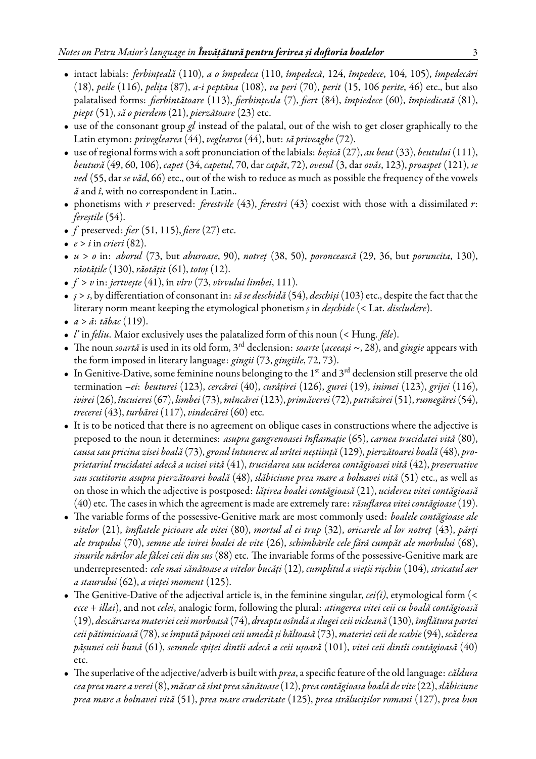- intact labials: *ferbințeală* (110), *a o împedeca* (110, *împedecă*, 124, *împedece*, 104, 105), *împedecări* (18), *peile* (116), *pelița* (87), *a-i peptăna* (108), *va peri* (70), *perit* (15, 106 *perite*, 46) etc., but also palatalised forms: *fierbîntătoare* (113), *fierbințeala* (7), *fiert* (84), *împiedece* (60), *împiedicată* (81), *piept* (51), *să o pierdem* (21), *pierzătoare* (23) etc.
- use of the consonant group *gl* instead of the palatal, out of the wish to get closer graphically to the Latin etymon: *priveglearea* (44), *veglearea* (44), but: *să priveaghe* (72).
- use of regional forms with a soft pronunciation of the labials: *beșică* (27), *au beut* (33), *beutului* (111), *beutură* (49, 60, 106), *capet* (34, *capetul*, 70, dar *capăt*, 72), *ovesul* (3, dar *ovăs*, 123), *proaspet* (121), *se ved* (55, dar *se văd*, 66) etc., out of the wish to reduce as much as possible the frequency of the vowels *ă* and *î*, with no correspondent in Latin..
- phonetisms with *r* preserved: *ferestrile* (43), *ferestri* (43) coexist with those with a dissimilated *r*: *fereștile* (54).
- *f* preserved: *fier* (51, 115), *fiere* (27) etc.
- *e* > *i* in *crieri* (82).
- *u* > *o* in: *aborul* (73, but *aburoase*, 90), *notreț* (38, 50), *poroncească* (29, 36, but *poruncita*, 130), *răotățile* (130), *răotățit* (61), *totoș* (12).
- *f* > *v* in: *jertvește* (41), în *vîrv* (73, *vîrvului limbei*, 111).
- *ș* > *s*, by differentiation of consonant in: *să se deschidă* (54), *deschiși* (103) etc., despite the fact that the literary norm meant keeping the etymological phonetism *ș* in *deșchide* (< Lat. *discludere*).
- *a* > *ă*: *tăbac* (119).
- *l'* in *feliu*. Maior exclusively uses the palatalized form of this noun (< Hung. *féle*).
- The noun *soartă* is used in its old form, 3rd declension: *soarte* (*aceeași* ~, 28), and *gingie* appears with the form imposed in literary language: *gingii* (73, *gingiile*, 72, 73).
- In Genitive-Dative, some feminine nouns belonging to the 1st and 3rd declension still preserve the old termination *–ei*: *beuturei* (123), *cercărei* (40), *curățirei* (126), *gurei* (19), *inimei* (123), *grijei* (116), *ivirei* (26), *încuierei* (67), *limbei* (73), *mîncărei* (123), *primăverei* (72), *putrăzirei* (51), *rumegărei* (54), *trecerei* (43), *turbărei* (117), *vindecărei* (60) etc.
- It is to be noticed that there is no agreement on oblique cases in constructions where the adjective is preposed to the noun it determines: *asupra gangrenoasei inflamație* (65), *carnea trucidatei vită* (80), *causa sau pricina zisei boală* (73), *grosul întunerec al urîtei neștiință* (129), *pierzătoarei boală* (48), *proprietariul trucidatei adecă a ucisei vită* (41), *trucidarea sau uciderea contăgioasei vită* (42), *preservative sau scutitoriu asupra pierzătoarei boală* (48), *slăbiciune prea mare a bolnavei vită* (51) etc., as well as on those in which the adjective is postposed: *lățirea boalei contăgioasă* (21), *uciderea vitei contăgioasă* (40) etc. The cases in which the agreement is made are extremely rare: *răsuflarea vitei contăgioase* (19).
- The variable forms of the possessive-Genitive mark are most commonly used: *boalele contăgioase ale vitelor* (21), *îmflatele picioare ale vitei* (80), *mortul al ei trup* (32), *oricarele al lor notreț* (43), *părți ale trupului* (70), *semne ale ivirei boalei de vite* (26), *schimbările cele fără cumpăt ale morbului* (68), *sinurile nărilor ale fălcei ceii din sus* (88) etc. The invariable forms of the possessive-Genitive mark are underrepresented: *cele mai sănătoase a vitelor bucăți* (12), *cumplitul a vieții rișchiu* (104), *stricatul aer a staurului* (62), *a vieței moment* (125).
- The Genitive-Dative of the adjectival article is, in the feminine singular, *cei(i)*, etymological form (< *ecce* + *illæi*), and not *celei*, analogic form, following the plural: *atingerea vitei ceii cu boală contăgioasă* (19), *descărcarea materiei ceii morboasă* (74), *dreapta osîndă a slugei ceii vicleană* (130), *îmflătura partei ceii pătimicioasă* (78), *se împută pășunei ceii umedă și băltoasă* (73), *materiei ceii de scabie* (94), *scăderea pășunei ceii bună* (61), *semnele spiței dintîi adecă a ceii ușoară* (101), *vitei ceii dintîi contăgioasă* (40) etc.
- The superlative of the adjective/adverb is built with *prea*, a specific feature of the old language: *căldura cea prea mare a verei* (8), *măcar că sînt prea sănătoase* (12), *prea contăgioasa boală de vite* (22), *slăbiciune prea mare a bolnavei vită* (51), *prea mare cruderitate* (125), *prea străluciților romani* (127), *prea bun*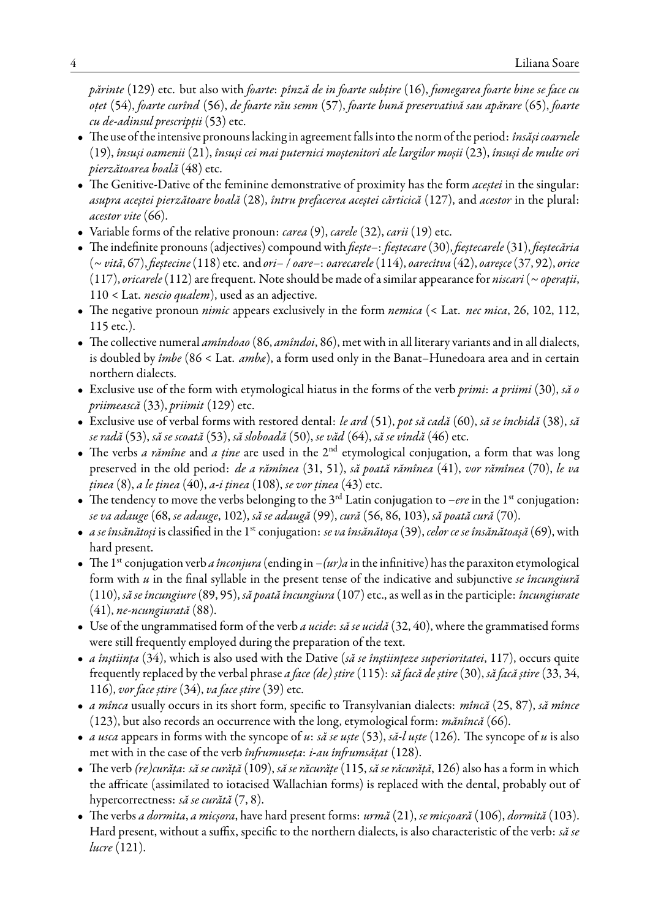*părinte* (129) etc. but also with *foarte*: *pînză de in foarte subțire* (16), *fumegarea foarte bine se face cu oțet* (54), *foarte curînd* (56), *de foarte rău semn* (57), *foarte bună preservativă sau apărare* (65), *foarte cu de-adinsul prescripții* (53) etc.

- The use of the intensive pronouns lacking in agreement falls into the norm of the period: *însăși coarnele* (19), *însuși oamenii* (21), *însuși cei mai puternici moștenitori ale largilor moșii* (23), *însuși de multe ori pierzătoarea boală* (48) etc.
- The Genitive-Dative of the feminine demonstrative of proximity has the form *aceștei* in the singular: *asupra aceștei pierzătoare boală* (28), *întru prefacerea aceștei cărticică* (127), and *acestor* in the plural: *acestor vite* (66).
- Variable forms of the relative pronoun: *carea* (9), *carele* (32), *carii* (19) etc.
- The indefinite pronouns (adjectives) compound with *fieşte*–: *fieștecare* (30), *fieștecarele* (31), *fieștecăria* (~ *vită*, 67), *fieștecine* (118) etc. and *ori*– / *oare*–: *oarecarele* (114), *oarecîtva* (42), *oareșce* (37, 92), *orice* (117), *oricarele* (112) are frequent. Note should be made of a similar appearance for *niscari* (~ *operații*, 110 < Lat. *nescio qualem*), used as an adjective.
- The negative pronoun *nimic* appears exclusively in the form *nemica* (< Lat. *nec mica*, 26, 102, 112, 115 etc.).
- The collective numeral *amîndoao* (86, *amîndoi*, 86), met with in all literary variants and in all dialects, is doubled by *îmbe* (86 < Lat. *ambæ*), a form used only in the Banat–Hunedoara area and in certain northern dialects.
- Exclusive use of the form with etymological hiatus in the forms of the verb *primi*: *a priimi* (30), *să o priimească* (33), *priimit* (129) etc.
- Exclusive use of verbal forms with restored dental: *le ard* (51), *pot să cadă* (60), *să se închidă* (38), *să se radă* (53), *să se scoată* (53), *să sloboadă* (50), *se văd* (64), *să se vîndă* (46) etc.
- The verbs *a rămîne* and *a ține* are used in the 2nd etymological conjugation, a form that was long preserved in the old period: *de a rămînea* (31, 51), *să poată rămînea* (41), *vor rămînea* (70), *le va ținea* (8), *a le ținea* (40), *a-i ținea* (108), *se vor ținea* (43) etc.
- The tendency to move the verbs belonging to the 3rd Latin conjugation to –*ere* in the 1st conjugation: *se va adauge* (68, *se adauge*, 102), *să se adaugă* (99), *cură* (56, 86, 103), *să poată cură* (70).
- *a se însănătoși* is classified in the 1st conjugation: *se va însănătoșa* (39), *celor ce se însănătoașă* (69), with hard present.
- The 1st conjugation verb *a înconjura* (ending in –*(ur)a* in the infinitive) has the paraxiton etymological form with *u* in the final syllable in the present tense of the indicative and subjunctive *se încungiură* (110), *să se încungiure* (89, 95), *să poată încungiura* (107) etc., as well as in the participle: *încungiurate* (41), *ne-ncungiurată* (88).
- Use of the ungrammatised form of the verb *a ucide*: *să se ucidă* (32, 40), where the grammatised forms were still frequently employed during the preparation of the text.
- *a înștiința* (34), which is also used with the Dative (*să se înștiințeze superioritatei*, 117), occurs quite frequently replaced by the verbal phrase *a face (de) știre* (115): *să facă de știre* (30), *să facă știre* (33, 34, 116), *vor face știre* (34), *va face știre* (39) etc.
- *a mînca* usually occurs in its short form, specific to Transylvanian dialects: *mîncă* (25, 87), *să mînce* (123), but also records an occurrence with the long, etymological form: *mănîncă* (66).
- *a usca* appears in forms with the syncope of *u*: *să se uște* (53), *să-l uște* (126). The syncope of *u* is also met with in the case of the verb *înfrumuseța*: *i-au înfrumsățat* (128).
- The verb *(re)curăța*: *să se curăță* (109), *să se răcurățe* (115, *să se răcurăță*, 126) also has a form in which the affricate (assimilated to iotacised Wallachian forms) is replaced with the dental, probably out of hypercorrectness: *să se curătă* (7, 8).
- The verbs *a dormita*, *a micșora*, have hard present forms: *urmă* (21), *se micșoară* (106), *dormită* (103). Hard present, without a suffix, specific to the northern dialects, is also characteristic of the verb: *să se lucre* (121).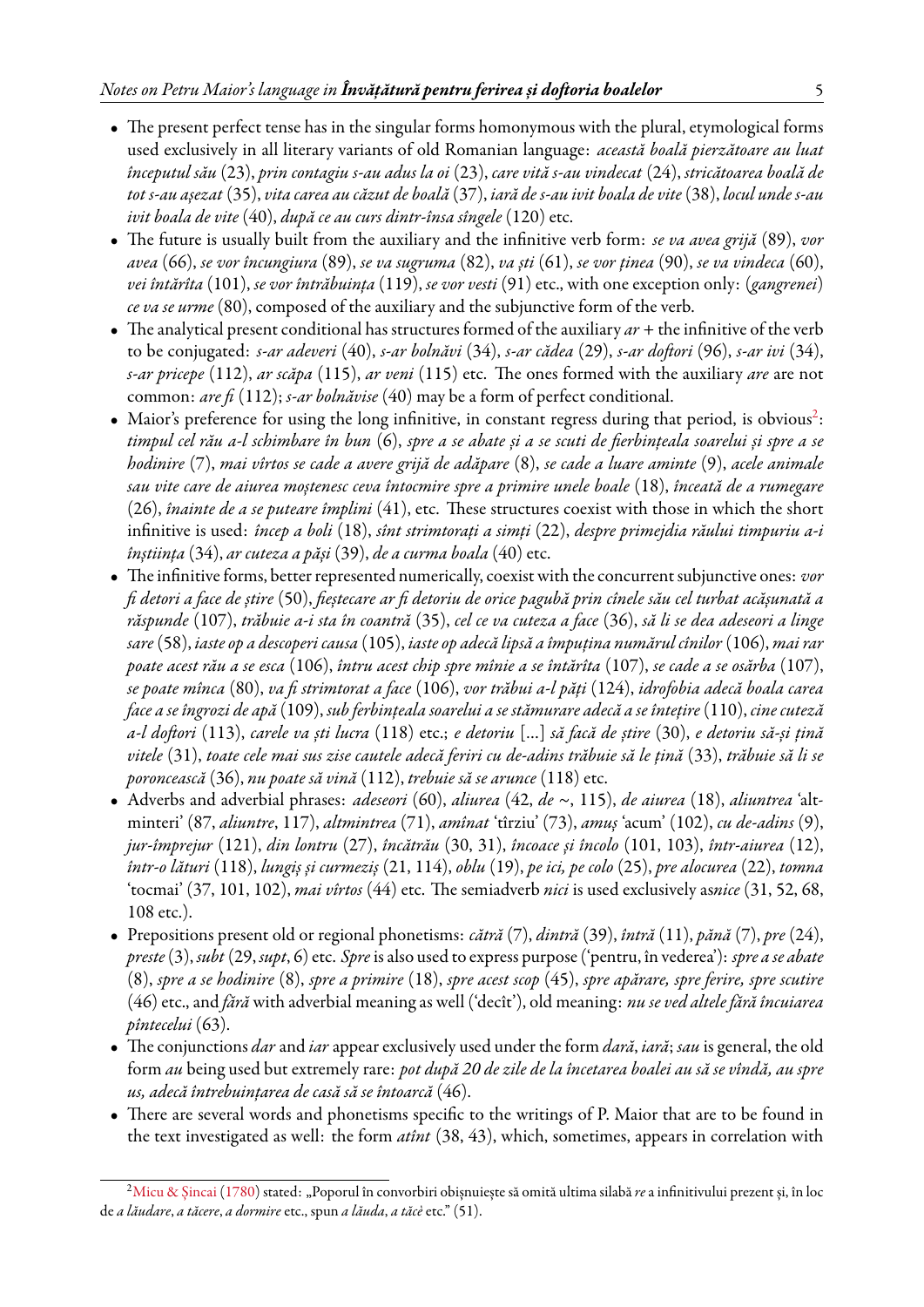- The present perfect tense has in the singular forms homonymous with the plural, etymological forms used exclusively in all literary variants of old Romanian language: *această boală pierzătoare au luat începutul său* (23), *prin contagiu s-au adus la oi* (23), *care vită s-au vindecat* (24), *stricătoarea boală de tot s-au așezat* (35), *vita carea au căzut de boală* (37), *iară de s-au ivit boala de vite* (38), *locul unde s-au ivit boala de vite* (40), *după ce au curs dintr-însa sîngele* (120) etc.
- The future is usually built from the auxiliary and the infinitive verb form: *se va avea grijă* (89), *vor avea* (66), *se vor încungiura* (89), *se va sugruma* (82), *va ști* (61), *se vor ținea* (90), *se va vindeca* (60), *vei întărîta* (101), *se vor întrăbuința* (119), *se vor vesti* (91) etc., with one exception only: (*gangrenei*) *ce va se urme* (80), composed of the auxiliary and the subjunctive form of the verb.
- The analytical present conditional has structures formed of the auxiliary *ar* + the infinitive of the verb to be conjugated: *s-ar adeveri* (40), *s-ar bolnăvi* (34), *s-ar cădea* (29), *s-ar doftori* (96), *s-ar ivi* (34), *s-ar pricepe* (112), *ar scăpa* (115), *ar veni* (115) etc. The ones formed with the auxiliary *are* are not common: *are fi* (112); *s-ar bolnăvise* (40) may be a form of perfect conditional.
- Maior's preference for using the long infinitive, in constant regress during that period, is obvious[2]: *timpul cel rău a-l schimbare în bun* (6), *spre a se abate și a se scuti de fierbințeala soarelui și spre a se hodinire* (7), *mai vîrtos se cade a avere grijă de adăpare* (8), *se cade a luare aminte* (9), *acele animale sau vite care de aiurea moștenesc ceva întocmire spre a primire unele boale* (18), *înceată de a rumegare* (26), *înainte de a se puteare împlini* (41), etc. These structures coexist with those in which the short infinitive is used: *încep a boli* (18), *sînt strimtorați a simți* (22), *despre primejdia răului timpuriu a-i înștiința* (34), *ar cuteza a păși* (39), *de a curma boala* (40) etc.
- The infinitive forms, better represented numerically, coexist with the concurrent subjunctive ones: *vor fi detori a face de știre* (50), *fieștecare ar fi detoriu de orice pagubă prin cînele său cel turbat acășunată a răspunde* (107), *trăbuie a-i sta în coantră* (35), *cel ce va cuteza a face* (36), *să li se dea adeseori a linge sare* (58), *iaste op a descoperi causa* (105), *iaste op adecă lipsă a împuțina numărul cînilor* (106), *mai rar poate acest rău a se esca* (106), *întru acest chip spre mînie a se întărîta* (107), *se cade a se osărba* (107), *se poate mînca* (80), *va fi strimtorat a face* (106), *vor trăbui a-l păți* (124), *idrofobia adecă boala carea face a se îngrozi de apă* (109), *sub ferbințeala soarelui a se stămurare adecă a se întețire* (110), *cine cuteză a-l doftori* (113), *carele va ști lucra* (118) etc.; *e detoriu* [...] *să facă de știre* (30), *e detoriu să-și țină vitele* (31), *toate cele mai sus zise cautele adecă feriri cu de-adins trăbuie să le țină* (33), *trăbuie să li se poroncească* (36), *nu poate să vină* (112), *trebuie să se arunce* (118) etc.
- Adverbs and adverbial phrases: *adeseori* (60), *aliurea* (42, *de* ~, 115), *de aiurea* (18), *aliuntrea* 'altminteri' (87, *aliuntre*, 117), *altmintrea* (71), *amînat* 'tîrziu' (73), *amuș* 'acum' (102), *cu de-adins* (9), *jur-împrejur* (121), *din lontru* (27), *încătrău* (30, 31), *încoace și încolo* (101, 103), *într-aiurea* (12), *într-o lături* (118), *lungiș și curmeziș* (21, 114), *oblu* (19), *pe ici, pe colo* (25), *pre alocurea* (22), *tomna* 'tocmai' (37, 101, 102), *mai vîrtos* (44) etc. The semiadverb *nici* is used exclusively as*nice* (31, 52, 68, 108 etc.).
- Prepositions present old or regional phonetisms: *cătră* (7), *dintră* (39), *întră* (11), *pănă* (7), *pre* (24), *preste* (3), *subt* (29, *supt*, 6) etc. *Spre* is also used to express purpose ('pentru, în vederea'): *spre a se abate* (8), *spre a se hodinire* (8), *spre a primire* (18), *spre acest scop* (45), *spre apărare, spre ferire, spre scutire* (46) etc., and *fără* with adverbial meaning as well ('decît'), old meaning: *nu se ved altele fără încuiarea pîntecelui* (63).
- The conjunctions *dar* and *iar* appear exclusively used under the form *dară*, *iară*; *sau* is general, the old form *au* being used but extremely rare: *pot după 20 de zile de la încetarea boalei au să se vîndă, au spre us, adecă întrebuințarea de casă să se întoarcă* (46).
- There are several words and phonetisms specific to the writings of P. Maior that are to be found in the text investigated as well: the form *atînt* (38, 43), which, sometimes, appears in correlation with

---

[2] Micu & Șincai (1780) stated: „Poporul în convorbiri obișnuiește să omită ultima silabă *re* a infinitivului prezent și, în loc de *a lăudare*, *a tăcere*, *a dormire* etc., spun *a lăuda*, *a tăcè* etc." (51).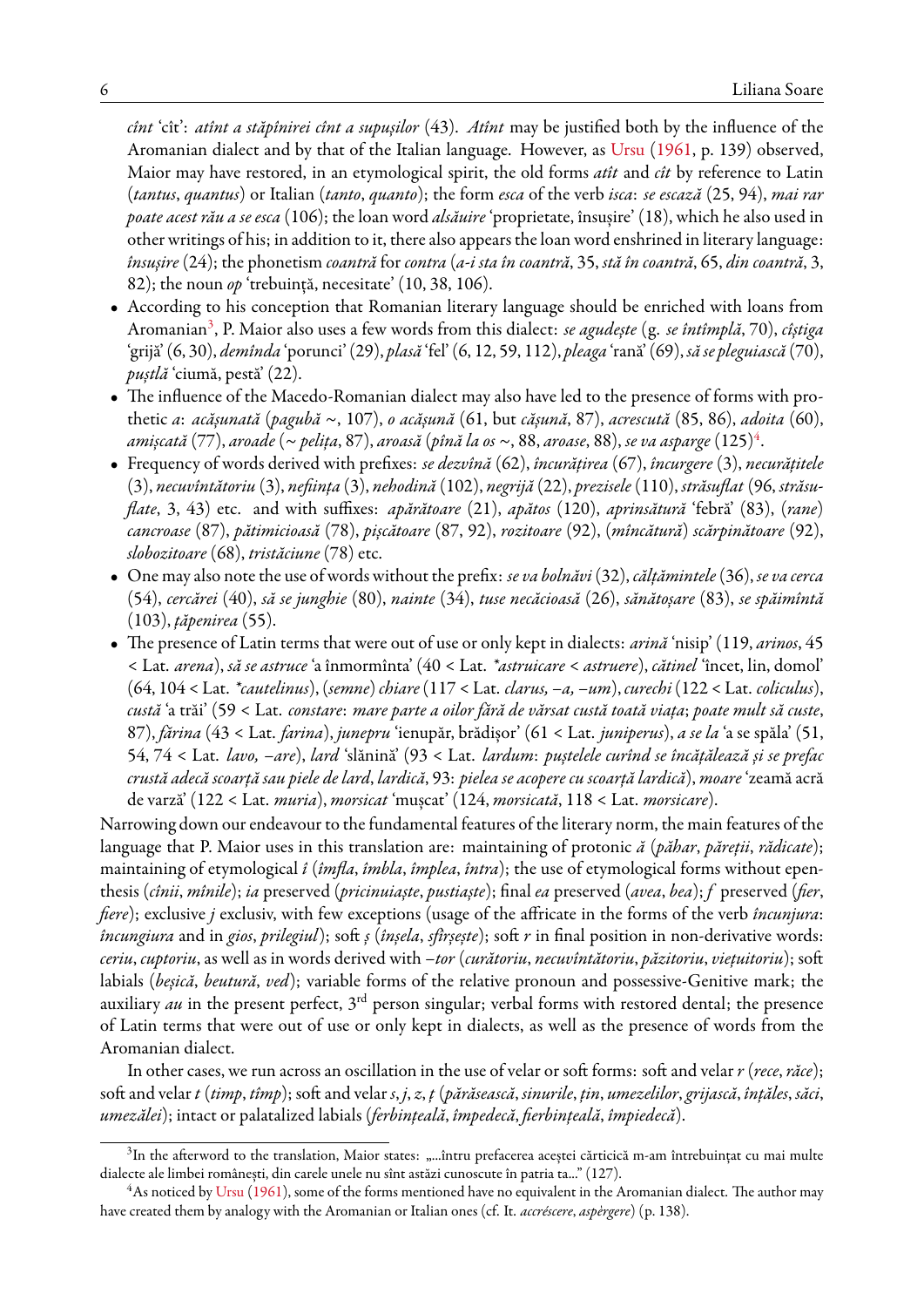*cînt* 'cît': *atînt a stăpînirei cînt a supușilor* (43). *Atînt* may be justified both by the influence of the Aromanian dialect and by that of the Italian language. However, as Ursu (1961, p. 139) observed, Maior may have restored, in an etymological spirit, the old forms *atît* and *cît* by reference to Latin (*tantus*, *quantus*) or Italian (*tanto*, *quanto*); the form *esca* of the verb *isca*: *se escază* (25, 94), *mai rar poate acest rău a se esca* (106); the loan word *alsăuire* 'proprietate, însușire' (18), which he also used in other writings of his; in addition to it, there also appears the loan word enshrined in literary language: *însușire* (24); the phonetism *coantră* for *contra* (*a-i sta în coantră*, 35, *stă în coantră*, 65, *din coantră*, 3, 82); the noun *op* 'trebuință, necesitate' (10, 38, 106).

- According to his conception that Romanian literary language should be enriched with loans from Aromanian[3], P. Maior also uses a few words from this dialect: *se agudește* (g. *se întîmplă*, 70), *cîștiga* 'grijă' (6, 30), *demînda* 'porunci' (29), *plasă* 'fel' (6, 12, 59, 112), *pleaga* 'rană' (69), *să se pleguiască* (70), *pușltă* 'ciumă, pestă' (22).
- The influence of the Macedo-Romanian dialect may also have led to the presence of forms with prothetic *a*: *acășunată* (*pagubă* ~, 107), *o acășună* (61, but *cășună*, 87), *acrescută* (85, 86), *adoita* (60), *amișcată* (77), *aroade* (~ *pelița*, 87), *aroasă* (*pînă la os* ~, 88, *aroase*, 88), *se va asparge* (125)[4].
- Frequency of words derived with prefixes: *se dezvînă* (62), *încurățirea* (67), *încurgere* (3), *necurățitele* (3), *necuvîntătoriu* (3), *neființa* (3), *nehodină* (102), *negrijă* (22), *prezisele* (110), *străsuflat* (96, *străsuflate*, 3, 43) etc. and with suffixes: *apărătoare* (21), *apătos* (120), *aprinsătură* 'febră' (83), (*rane*) *cancroase* (87), *pătimicioasă* (78), *pișcătoare* (87, 92), *rozitoare* (92), (*mîncătură*) *scărpinătoare* (92), *slobozitoare* (68), *tristăciune* (78) etc.
- One may also note the use of words without the prefix: *se va bolnăvi* (32), *călțămintele* (36), *se va cerca* (54), *cercărei* (40), *să se junghie* (80), *nainte* (34), *tuse necăcioasă* (26), *sănătoșare* (83), *se spăimîntă* (103), *țăpenirea* (55).
- The presence of Latin terms that were out of use or only kept in dialects: *arină* 'nisip' (119, *arinos*, 45 < Lat. *arena*), *să se astruce* 'a înmormînta' (40 < Lat. *\*astruicare* < *astruere*), *cătinel* 'încet, lin, domol' (64, 104 < Lat. *\*cautelinus*), (*semne*) *chiare* (117 < Lat. *clarus, –a, –um*), *curechi* (122 < Lat. *coliculus*), *custă* 'a trăi' (59 < Lat. *constare*: *mare parte a oilor fără de vărsat custă toată viața*; *poate mult să custe*, 87), *fărina* (43 < Lat. *farina*), *junepru* 'ienupăr, brădișor' (61 < Lat. *juniperus*), *a se la* 'a se spăla' (51, 54, 74 < Lat. *lavo, –are*), *lard* 'slănină' (93 < Lat. *lardum*: *pușetele curînd se încățălează și se prefac crustă adecă scoarță sau piele de lard*, *lardică*, 93: *pielea se acopere cu scoarță lardică*), *moare* 'zeamă acră de varză' (122 < Lat. *muria*), *morsicat* 'mușcat' (124, *morsicată*, 118 < Lat. *morsicare*).

Narrowing down our endeavour to the fundamental features of the literary norm, the main features of the language that P. Maior uses in this translation are: maintaining of protonic *ă* (*păhar*, *păreții*, *rădicate*); maintaining of etymological *î* (*îmfla*, *îmbla*, *împlea*, *întra*); the use of etymological forms without epenthesis (*cînii*, *mînile*); *ia* preserved (*pricinuiaște*, *pustiaște*); final *ea* preserved (*avea*, *bea*); *f* preserved (*fier*, *fiere*); exclusive *j* exclusiv, with few exceptions (usage of the affricate in the forms of the verb *încunjura*: *încungiura* and in *gios*, *prilegiul*); soft *ș* (*înșela*, *sfîrșește*); soft *r* in final position in non-derivative words: *ceriu*, *cuptoriu*, as well as in words derived with *–tor* (*curătoriu*, *necuvîntătoriu*, *păzitoriu*, *viețuitoriu*); soft labials (*bețică*, *beutură*, *ved*); variable forms of the relative pronoun and possessive-Genitive mark; the auxiliary *au* in the present perfect, 3rd person singular; verbal forms with restored dental; the presence of Latin terms that were out of use or only kept in dialects, as well as the presence of words from the Aromanian dialect.

In other cases, we run across an oscillation in the use of velar or soft forms: soft and velar *r* (*rece*, *răce*); soft and velar *t* (*timp*, *tîmp*); soft and velar *s*, *j*, *z*, *ț* (*părăsească*, *sinurile*, *țin*, *umezelilor*, *grijască*, *înțăles*, *săci*, *umezălei*); intact or palatalized labials (*ferbințeală*, *împedecă*, *fierbințeală*, *împiedecă*).

[3] In the afterword to the translation, Maior states: „...întru prefacerea aceștei cărticică m-am întrebuințat cu mai multe dialecte ale limbei românești, din carele unele nu sînt astăzi cunoscute în patria ta..." (127).

[4] As noticed by Ursu (1961), some of the forms mentioned have no equivalent in the Aromanian dialect. The author may have created them by analogy with the Aromanian or Italian ones (cf. It. *accréscere*, *aspèrgere*) (p. 138).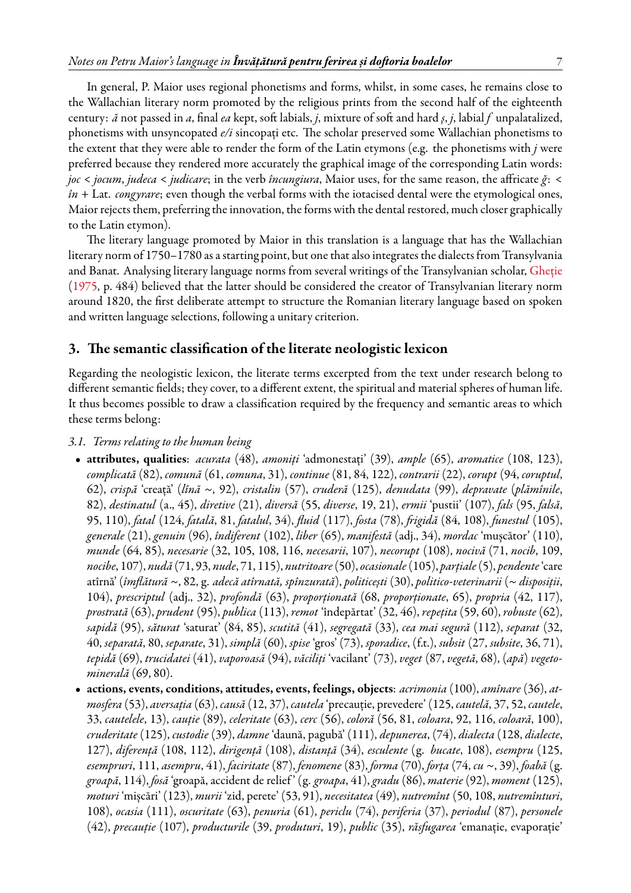In general, P. Maior uses regional phonetisms and forms, whilst, in some cases, he remains close to the Wallachian literary norm promoted by the religious prints from the second half of the eighteenth century: *ă* not passed in *a*, final *ea* kept, soft labials, *j*, mixture of soft and hard *ș*, *j*, labial *f* unpalatalized, phonetisms with unsyncopated *e/i* sincopați etc. The scholar preserved some Wallachian phonetisms to the extent that they were able to render the form of the Latin etymons (e.g. the phonetisms with *j* were preferred because they rendered more accurately the graphical image of the corresponding Latin words: *joc* < *jocum*, *judeca* < *judicare*; in the verb *încungiura*, Maior uses, for the same reason, the affricate *ğ*: < *în* + Lat. *congyrare*; even though the verbal forms with the iotacised dental were the etymological ones, Maior rejects them, preferring the innovation, the forms with the dental restored, much closer graphically to the Latin etymon).

The literary language promoted by Maior in this translation is a language that has the Wallachian literary norm of 1750–1780 as a starting point, but one that also integrates the dialects from Transylvania and Banat. Analysing literary language norms from several writings of the Transylvanian scholar, Gheție (1975, p. 484) believed that the latter should be considered the creator of Transylvanian literary norm around 1820, the first deliberate attempt to structure the Romanian literary language based on spoken and written language selections, following a unitary criterion.

## 3. The semantic classification of the literate neologistic lexicon

Regarding the neologistic lexicon, the literate terms excerpted from the text under research belong to different semantic fields; they cover, to a different extent, the spiritual and material spheres of human life. It thus becomes possible to draw a classification required by the frequency and semantic areas to which these terms belong:

*3.1. Terms relating to the human being*

- **attributes, qualities**: *acurata* (48), *amoniți* 'admonestați' (39), *ample* (65), *aromatice* (108, 123), *complicată* (82), *comună* (61, *comuna*, 31), *continue* (81, 84, 122), *contrarii* (22), *corupt* (94, *coruptul*, 62), *crispă* 'creață' (*lînă* ~, 92), *cristalin* (57), *cruderă* (125), *denudata* (99), *depravate* (*plămînile*, 82), *destinatul* (a., 45), *diretive* (21), *diversă* (55, *diverse*, 19, 21), *ermii* 'pustii' (107), *fals* (95, *falsă*, 95, 110), *fatal* (124, *fatală*, 81, *fatalul*, 34), *fluid* (117), *fosta* (78), *frigidă* (84, 108), *funestul* (105), *generale* (21), *genuin* (96), *îndiferent* (102), *liber* (65), *manifestă* (adj., 34), *mordac* 'mușcător' (110), *munde* (64, 85), *necesarie* (32, 105, 108, 116, *necesarii*, 107), *necorupt* (108), *nocivă* (71, *nocib*, 109, *nocibe*, 107), *nudă* (71, 93, *nude*, 71, 115), *nutritoare* (50), *ocasionale* (105), *parțiale* (5), *pendente* 'care atîrnă' (*îmflătură* ~, 82, g. *adecă atîrnată, spînzurată*), *politicești* (30), *politico-veterinarii* (~ *dispoziții*, 104), *prescriptul* (adj., 32), *profondă* (63), *proporționată* (68, *proporționate*, 65), *propria* (42, 117), *prostrată* (63), *prudent* (95), *publica* (113), *remot* 'îndepărtat' (32, 46), *repețita* (59, 60), *robuste* (62), *sapidă* (95), *săturat* 'saturat' (84, 85), *scutită* (41), *segregată* (33), *cea mai segură* (112), *separat* (32, 40, *separată*, 80, *separate*, 31), *simplă* (60), *spise* 'gros' (73), *sporadice*, (f.t.), *subsit* (27, *subsite*, 36, 71), *tepidă* (69), *trucidatei* (41), *vaporoasă* (94), *văciliți* 'vacilant' (73), *veget* (87, *vegetă*, 68), (*apă*) *vegeto-minerală* (69, 80).
- **actions, events, conditions, attitudes, events, feelings, objects**: *acrimonia* (100), *amînare* (36), *atmosfera* (53), *aversația* (63), *causă* (12, 37), *cautela* 'precauție, prevedere' (125, *cautelă*, 37, 52, *cautele*, 33, *cautelele*, 13), *cauție* (89), *celeritate* (63), *cerc* (56), *coloră* (56, 81, *coloara*, 92, 116, *coloară*, 100), *cruderitate* (125), *custodie* (39), *damne* 'daună, pagubă' (111), *depunerea*, (74), *dialecta* (128, *dialecte*, 127), *diferență* (108, 112), *dirigență* (108), *distanță* (34), *esculente* (g. *bucate*, 108), *esempru* (125, *esempruri*, 111, *asempru*, 41), *faciritate* (87), *fenomene* (83), *forma* (70), *forța* (74, *cu* ~, 39), *foabă* (g. *groapă*, 114), *fosă* 'groapă, accident de relief' (g. *groapa*, 41), *gradu* (86), *materie* (92), *moment* (125), *moturi* 'mișcări' (123), *murii* 'zid, perete' (53, 91), *necesitatea* (49), *nutremînt* (50, 108, *nutremînturi*, 108), *ocasia* (111), *oscuritate* (63), *penuria* (61), *periclu* (74), *periferia* (37), *periodul* (87), *personele* (42), *precauție* (107), *producturile* (39, *produturi*, 19), *public* (35), *răsfugarea* 'emanație, evaporație'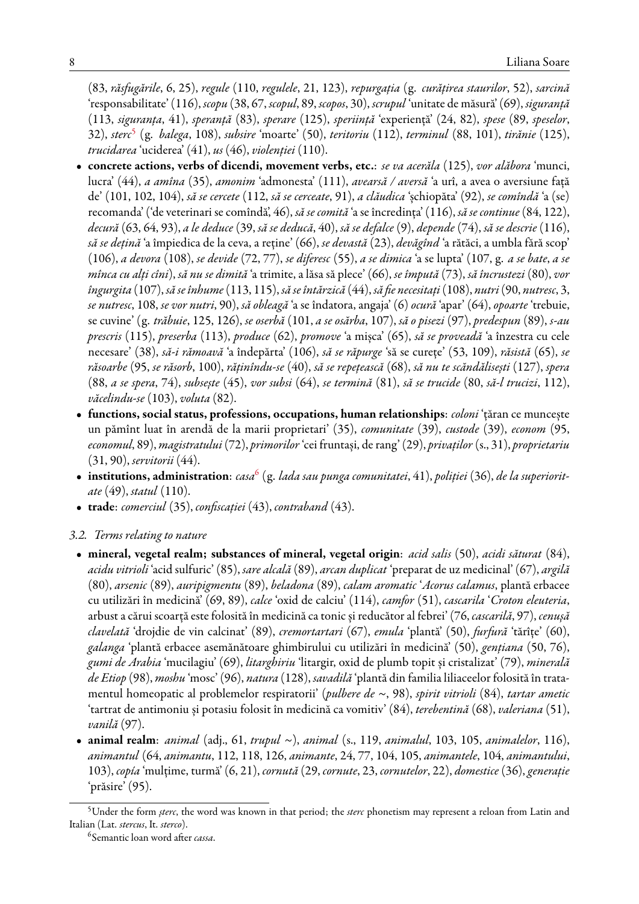(83, *răsfugările*, 6, 25), *regule* (110, *regulele*, 21, 123), *repurgația* (g. *curățirea staurilor*, 52), *sarcină* 'responsabilitate' (116), *scopu* (38, 67, *scopul*, 89, *scopos*, 30), *scrupul* 'unitate de măsură' (69), *siguranță* (113, *siguranța*, 41), *speranță* (83), *sperare* (125), *speriință* 'experiență' (24, 82), *spese* (89, *speselor*, 32), *sterc*[5] (g. *balega*, 108), *subsire* 'moarte' (50), *teritoriu* (112), *terminul* (88, 101), *tiranie* (125), *trucidarea* 'uciderea' (41), *us* (46), *violenției* (110).

- **concrete actions, verbs of dicendi, movement verbs, etc.**: *se va acerăla* (125), *vor alăbora* 'munci, lucra' (44), *a amîna* (35), *amonim* 'admonesta' (111), *avearsă / aversă* 'a urî, a avea o aversiune față de' (101, 102, 104), *să se cercete* (112, *să se cerceate*, 91), *a clăudica* 'șchiopăta' (92), *se comîndă* 'a (se) recomanda' ('de veterinari se comîndă', 46), *să se comită* 'a se încredința' (116), *să se continue* (84, 122), *decură* (63, 64, 93), *a le deduce* (39, *să se deducă*, 40), *să se defalce* (9), *depende* (74), *să se descrie* (116), *să se dețină* 'a împiedica de la ceva, a reține' (66), *se devastă* (23), *devăgînd* 'a rătăci, a umbla fără scop' (106), *a devora* (108), *se devide* (72, 77), *se diferesc* (55), *a se dimica* 'a se lupta' (107, g. *a se bate*, *a se mînca cu alți cîni*), *să nu se dimită* 'a trimite, a lăsa să plece' (66), *se împută* (73), *să încrustezi* (80), *vor îngurgita* (107), *să se înhume* (113, 115), *să se întărzică* (44), *să fie necesitați* (108), *nutri* (90, *nutresc*, 3, *se nutresc*, 108, *se vor nutri*, 90), *să obleagă* 'a se îndatora, angaja' (6) *ocură* 'apar' (64), *opoarte* 'trebuie, se cuvine' (g. *trăbuie*, 125, 126), *se oserbă* (101, *a se osărba*, 107), *să o pisezi* (97), *predespun* (89), *s-au prescris* (115), *preserba* (113), *produce* (62), *promove* 'a mișca' (65), *să se proveadă* 'a înzestra cu cele necesare' (38), *să-i rămoavă* 'a îndepărta' (106), *să se răpurge* 'să se curețe' (53, 109), *răsistă* (65), *se răsoarbe* (95, *se răsorb*, 100), *rățînîndu-se* (40), *să se repețească* (68), *să nu te scăndălisești* (127), *spera* (88, *a se spera*, 74), *subsește* (45), *vor subsi* (64), *se termină* (81), *să se trucide* (80, *să-l trucizi*, 112), *văcelindu-se* (103), *voluta* (82).
- **functions, social status, professions, occupations, human relationships**: *coloni* 'țăran ce muncește un pămînt luat în arendă de la marii proprietari' (35), *comunitate* (39), *custode* (39), *econom* (95, *economul*, 89), *magistratului* (72), *primorilor* 'cei fruntași, de rang' (29), *privaților* (s., 31), *proprietariu* (31, 90), *servitorii* (44).
- **institutions, administration**: *casa*[6] (g. *lada sau punga comunitatei*, 41), *poliției* (36), *de la superioritate* (49), *statul* (110).
- **trade**: *comerciul* (35), *confiscației* (43), *contraband* (43).

*3.2. Terms relating to nature*

- **mineral, vegetal realm; substances of mineral, vegetal origin**: *acid salis* (50), *acidi săturat* (84), *acidu vitrioli* 'acid sulfuric' (85), *sare alcală* (89), *arcan duplicat* 'preparat de uz medicinal' (67), *argilă* (80), *arsenic* (89), *auripigmentu* (89), *beladona* (89), *calam aromatic* '*Acorus calamus*, plantă erbacee cu utilizări în medicină' (69, 89), *calce* 'oxid de calciu' (114), *camfor* (51), *cascarila* '*Croton eleuteria*, arbust a cărui scoarță este folosită în medicină ca tonic și reducător al febrei' (76, *cascarilă*, 97), *cenușă clavelată* 'drojdie de vin calcinat' (89), *cremortartari* (67), *emula* 'plantă' (50), *furfură* 'tărîțe' (60), *galanga* 'plantă erbacee asemănătoare ghimbirului cu utilizări în medicină' (50), *gențiana* (50, 76), *gumi de Arabia* 'mucilagiu' (69), *litarghiriu* 'litargir, oxid de plumb topit și cristalizat' (79), *minerală de Etiop* (98), *moshu* 'mosc' (96), *natura* (128), *savadilă* 'plantă din familia liliaceelor folosită în tratamentul homeopatic al problemelor respiratorii' (*pulbere de* ~, 98), *spirit vitrioli* (84), *tartar ametic* 'tartrat de antimoniu și potasiu folosit în medicină ca vomitiv' (84), *terebentină* (68), *valeriana* (51), *vanilă* (97).
- **animal realm**: *animal* (adj., 61, *trupul* ~), *animal* (s., 119, *animalul*, 103, 105, *animalelor*, 116), *animantul* (64, *animantu*, 112, 118, 126, *animante*, 24, 77, 104, 105, *animantele*, 104, *animantului*, 103), *copía* 'mulțime, turmă' (6, 21), *cornută* (29, *cornute*, 23, *cornutelor*, 22), *domestice* (36), *generație* 'prăsire' (95).

---

[5] Under the form *șterc*, the word was known in that period; the *sterc* phonetism may represent a reloan from Latin and Italian (Lat. *stercus*, It. *sterco*).

[6] Semantic loan word after *cassa*.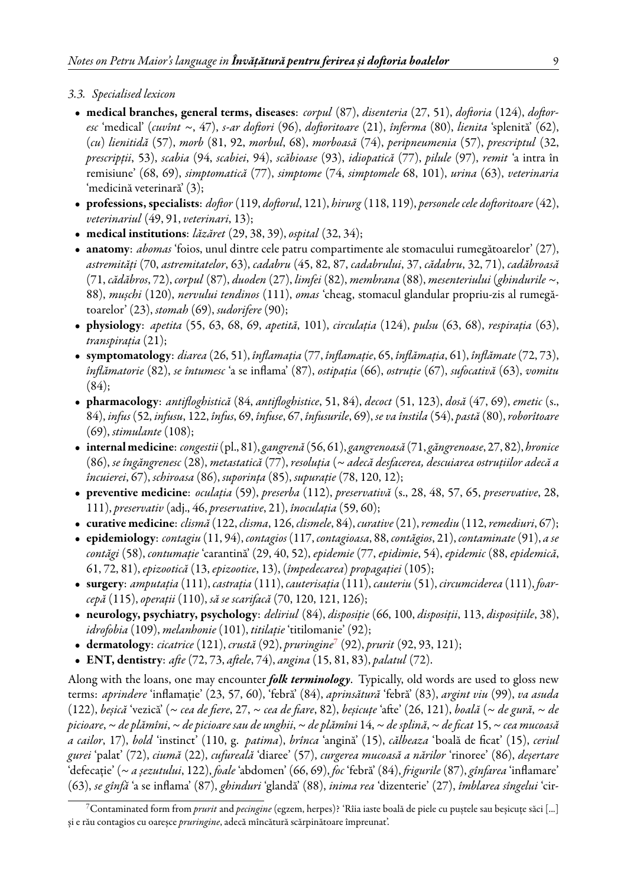*3.3. Specialised lexicon*

- **medical branches, general terms, diseases**: *corpul* (87), *disenteria* (27, 51), *doftoria* (124), *doftoresc* 'medical' (*cuvînt* ~, 47), *s-ar doftori* (96), *doftoritoare* (21), *înferma* (80), *lienita* 'splenită' (62), (*cu*) *lienitidă* (57), *morb* (81, 92, *morbul*, 68), *morboasă* (74), *peripneumenia* (57), *prescriptul* (32, *prescripții*, 53), *scabia* (94, *scabiei*, 94), *scăbioase* (93), *idiopatică* (77), *pilule* (97), *remit* 'a intra în remisiune' (68, 69), *simptomatică* (77), *simptome* (74, *simptomele* 68, 101), *urina* (63), *veterinaria* 'medicină veterinară' (3);
- **professions, specialists**: *doftor* (119, *doftorul*, 121), *hirurg* (118, 119), *personele cele doftoritoare* (42), *veterinariul* (49, 91, *veterinari*, 13);
- **medical institutions**: *lăzăret* (29, 38, 39), *ospital* (32, 34);
- **anatomy**: *abomas* 'foios, unul dintre cele patru compartimente ale stomacului rumegătoarelor' (27), *astremități* (70, *astremitatelor*, 63), *cadabru* (45, 82, 87, *cadabrului*, 37, *cădabru*, 32, 71), *cadăbroasă* (71, *cădăbros*, 72), *corpul* (87), *duoden* (27), *limfei* (82), *membrana* (88), *mesenteriului* (*ghindurile* ~, 88), *mușchi* (120), *nervului tendinos* (111), *omas* 'cheag, stomacul glandular propriu-zis al rumegătoarelor' (23), *stomah* (69), *sudorifere* (90);
- **physiology**: *apetita* (55, 63, 68, 69, *apetită*, 101), *circulația* (124), *pulsu* (63, 68), *respirația* (63), *transpirația* (21);
- **symptomatology**: *diarea* (26, 51), *înflamația* (77, *înflamație*, 65, *înflămația*, 61), *înflămate* (72, 73), *înflămatorie* (82), *se întumesc* 'a se inflama' (87), *ostipația* (66), *ostruție* (67), *sufocativă* (63), *vomitu* (84);
- **pharmacology**: *antifloghistică* (84, *antifloghistice*, 51, 84), *decoct* (51, 123), *dosă* (47, 69), *emetic* (s., 84), *infus* (52, *infusu*, 122, *înfus*, 69, *înfuse*, 67, *înfusurile*, 69), *se va înstila* (54), *pastă* (80), *roborîtoare* (69), *stimulante* (108);
- **internal medicine**: *congestii* (pl., 81), *gangrenă* (56, 61), *gangrenoasă* (71, *găngrenoase*, 27, 82), *hronice* (86), *se îngăngrenesc* (28), *metastatică* (77), *resoluția* (~ *adecă desfacerea, descuiarea ostruțiilor adecă a încuierei*, 67), *schiroasa* (86), *suporința* (85), *supurație* (78, 120, 12);
- **preventive medicine**: *oculația* (59), *preserba* (112), *preservativă* (s., 28, 48, 57, 65, *preservative*, 28, 111), *preservativ* (adj., 46, *preservative*, 21), *înoculația* (59, 60);
- **curative medicine**: *clismă* (122, *clisma*, 126, *clismele*, 84), *curative* (21), *remediu* (112, *remediuri*, 67);
- **epidemiology**: *contagiu* (11, 94), *contagios* (117, *contagioasa*, 88, *contăgios*, 21), *contaminate* (91), *a se contăgi* (58), *contumație* 'carantină' (29, 40, 52), *epidemie* (77, *epidimie*, 54), *epidemic* (88, *epidemică*, 61, 72, 81), *epizootică* (13, *epizootice*, 13), (*împedecarea*) *propagației* (105);
- **surgery**: *amputația* (111), *castrația* (111), *cauterisația* (111), *cauteriu* (51), *circumciderea* (111), *foarcepă* (115), *operații* (110), *să se scarifacă* (70, 120, 121, 126);
- **neurology, psychiatry, psychology**: *deliriul* (84), *disposiție* (66, 100, *disposiții*, 113, *disposițiile*, 38), *idrofobia* (109), *melanhonie* (101), *titilație* 'titilomanie' (92);
- **dermatology**: *cicatrice* (121), *crustă* (92), *pruringine*[7] (92), *prurit* (92, 93, 121);
- **ENT, dentistry**: *afte* (72, 73, *aftele*, 74), *angina* (15, 81, 83), *palatul* (72).

Along with the loans, one may encounter ***folk terminology***. Typically, old words are used to gloss new terms: *aprindere* 'inflamație' (23, 57, 60), 'febră' (84), *aprinsătură* 'febră' (83), *argint viu* (99), *va asuda* (122), *beșică* 'vezică' (~ *cea de fiere*, 27, ~ *cea de fiare*, 82), *beșicuțe* 'afte' (26, 121), *boală* (~ *de gură*, ~ *de picioare*, ~ *de plămîni*, ~ *de picioare sau de unghii*, ~ *de plămîni* 14, ~ *de splină*, ~ *de ficat* 15, ~ *cea mucoasă a cailor*, 17), *bold* 'instinct' (110, g. *patima*), *brînca* 'angină' (15), *călbeaza* 'boală de ficat' (15), *ceriul gurei* 'palat' (72), *ciumă* (22), *cufureală* 'diaree' (57), *curgerea mucoasă a nărilor* 'rinoree' (86), *deșertare* 'defecație' (~ *a șezutului*, 122), *foale* 'abdomen' (66, 69), *foc* 'febră' (84), *frigurile* (87), *gînfarea* 'inflamare' (63), *se gînfă* 'a se inflama' (87), *ghinduri* 'glandă' (88), *inima rea* 'dizenterie' (27), *îmblarea sîngelui* 'cir-

[7] Contaminated form from *prurit* and *pecingine* (egzem, herpes)? 'Rîia iaste boală de piele cu pușteIe sau beșicuțe săci [...] și e rău contagios cu oarește *pruringine*, adecă mîncătură scărpinătoare împreunat'.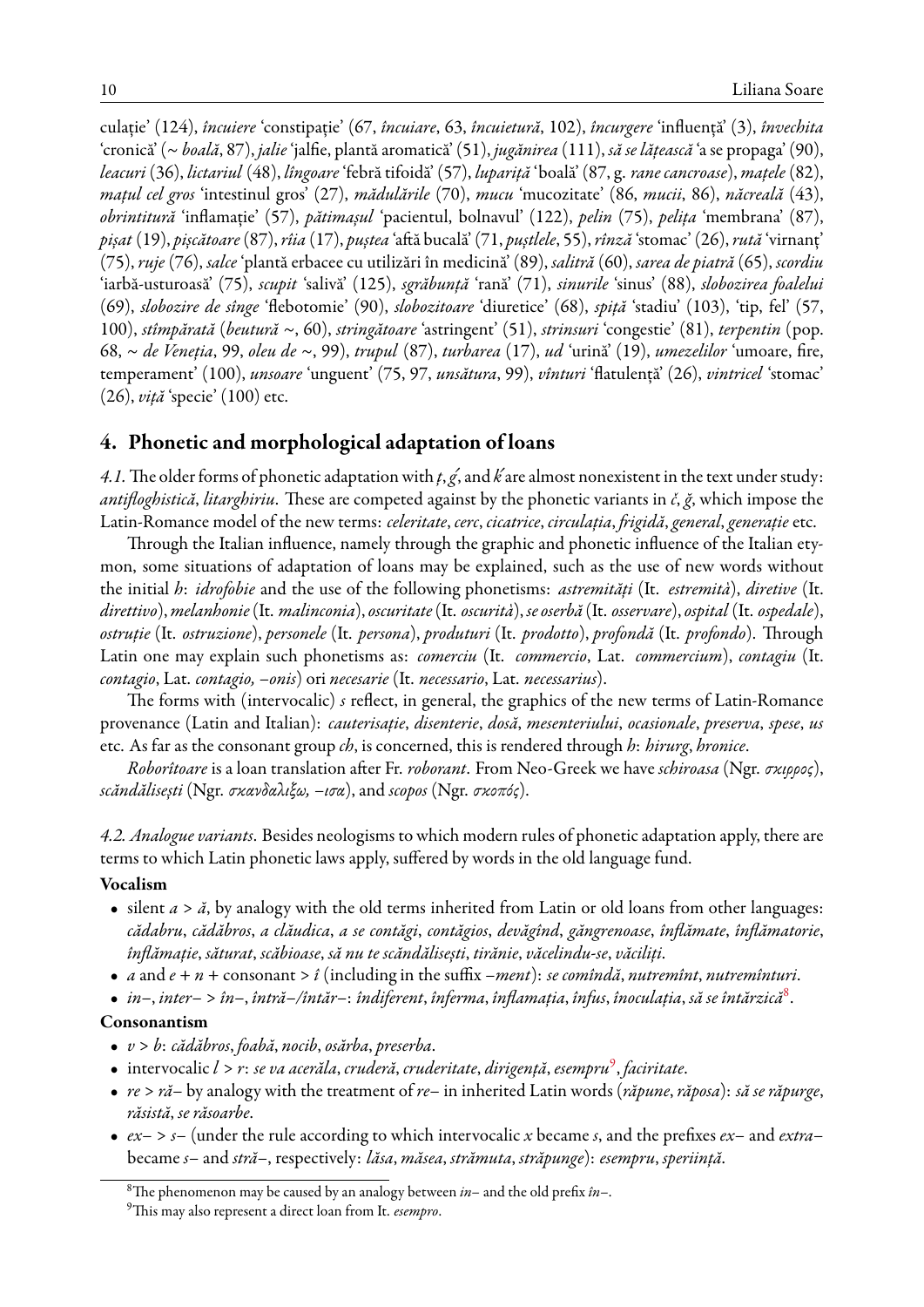culație' (124), *încuiere* 'constipație' (67, *încuiare*, 63, *încuietură*, 102), *încurgere* 'influență' (3), *învechita* 'cronică' (~ *boală*, 87), *jalie* 'jalfie, plantă aromatică' (51), *jugănirea* (111), *să se lățească* 'a se propaga' (90), *leacuri* (36), *lictariul* (48), *lîngoare* 'febră tifoidă' (57), *lupariță* 'boală' (87, g. *rane cancroase*), *mațele* (82), *mațul cel gros* 'intestinul gros' (27), *mădulările* (70), *mucu* 'mucozitate' (86, *mucii*, 86), *năcreală* (43), *obrintitură* 'inflamație' (57), *pătimașul* 'pacientul, bolnavul' (122), *pelin* (75), *pelița* 'membrana' (87), *pișat* (19), *pișcătoare* (87), *rîia* (17), *puștea* 'aftă bucală' (71, *puștlele*, 55), *rînză* 'stomac' (26), *rută* 'virnanț' (75), *ruje* (76), *salce* 'plantă erbacee cu utilizări în medicină' (89), *salitră* (60), *sarea de piatră* (65), *scordiu* 'iarbă-usturoasă' (75), *scupit* 'salivă' (125), *sgrăbunță* 'rană' (71), *sinurile* 'sinus' (88), *slobozirea foalelui* (69), *slobozire de sînge* 'flebotomie' (90), *slobozitoare* 'diuretice' (68), *spiță* 'stadiu' (103), 'tip, fel' (57, 100), *stîmpărată* (*beutură* ~, 60), *stringătoare* 'astringent' (51), *strinsuri* 'congestie' (81), *terpentin* (pop. 68, ~ *de Veneția*, 99, *oleu de* ~, 99), *trupul* (87), *turbarea* (17), *ud* 'urină' (19), *umezelilor* 'umoare, fire, temperament' (100), *unsoare* 'unguent' (75, 97, *unsătura*, 99), *vînturi* 'flatulență' (26), *vintricel* 'stomac' (26), *viță* 'specie' (100) etc.

## 4. Phonetic and morphological adaptation of loans

*4.1.* The older forms of phonetic adaptation with *ț*, *ǵ*, and *ḱ* are almost nonexistent in the text under study: *antifloghistică*, *litarghiriu*. These are competed against by the phonetic variants in *č*, *ğ*, which impose the Latin-Romance model of the new terms: *celeritate*, *cerc*, *cicatrice*, *circulația*, *frigidă*, *general*, *generație* etc.

Through the Italian influence, namely through the graphic and phonetic influence of the Italian etymon, some situations of adaptation of loans may be explained, such as the use of new words without the initial *h*: *idrofobie* and the use of the following phonetisms: *astremități* (It. *estremità*), *diretive* (It. *direttivo*), *melanhonie* (It. *malinconia*), *oscuritate* (It. *oscurità*), *se oserbă* (It. *osservare*), *ospital* (It. *ospedale*), *ostruție* (It. *ostruzione*), *personele* (It. *persona*), *produturi* (It. *prodotto*), *profondă* (It. *profondo*). Through Latin one may explain such phonetisms as: *comerciu* (It. *commercio*, Lat. *commercium*), *contagiu* (It. *contagio*, Lat. *contagio, –onis*) ori *necesarie* (It. *necessario*, Lat. *necessarius*).

The forms with (intervocalic) *s* reflect, in general, the graphics of the new terms of Latin-Romance provenance (Latin and Italian): *cauterisație*, *disenterie*, *dosă*, *mesenteriului*, *ocasionale*, *preserva*, *spese*, *us* etc. As far as the consonant group *ch*, is concerned, this is rendered through *h*: *hirurg*, *hronice*.

*Roborîtoare* is a loan translation after Fr. *roborant*. From Neo-Greek we have *schiroasa* (Ngr. *σκιρρος*), *scăndălisești* (Ngr. *σκανδαλιξω, –ισα*), and *scopos* (Ngr. *σκοπός*).

*4.2. Analogue variants.* Besides neologisms to which modern rules of phonetic adaptation apply, there are terms to which Latin phonetic laws apply, suffered by words in the old language fund.

**Vocalism**

- silent *a* > *ă*, by analogy with the old terms inherited from Latin or old loans from other languages: *cădabru*, *cădăbros*, *a clăudica*, *a se contăgi*, *contăgios*, *devăgînd*, *găngrenoase*, *înflămate*, *înflămatorie*, *înflămație*, *săturat*, *scăbioase*, *să nu te scăndălisești*, *tirănie*, *văcelindu-se*, *văciliți*.
- *a* and *e* + *n* + consonant > *î* (including in the suffix *–ment*): *se comîndă*, *nutremînt*, *nutremînturi*.
- *in–*, *inter–* > *în–*, *întră–/întăr–*: *îndiferent*, *înferma*, *înflamația*, *înfus*, *înoculația*, *să se întărzică*[8].

**Consonantism**

- *v* > *b*: *cădăbros*, *foabă*, *nocib*, *osărba*, *preserba*.
- intervocalic *l* > *r*: *se va acerăla*, *cruderă*, *cruderitate*, *dirigență*, *esempru*[9], *faciritate*.
- *re* > *ră–* by analogy with the treatment of *re–* in inherited Latin words (*răpune*, *răposa*): *să se răpurge*, *răsistă*, *se răsoarbe*.
- *ex–* > *s–* (under the rule according to which intervocalic *x* became *s*, and the prefixes *ex–* and *extra–* became *s–* and *stră–*, respectively: *lăsa*, *măsea*, *strămuta*, *străpunge*): *esempru*, *speriință*.

[8] The phenomenon may be caused by an analogy between *in–* and the old prefix *în–*.

[9] This may also represent a direct loan from It. *esempro*.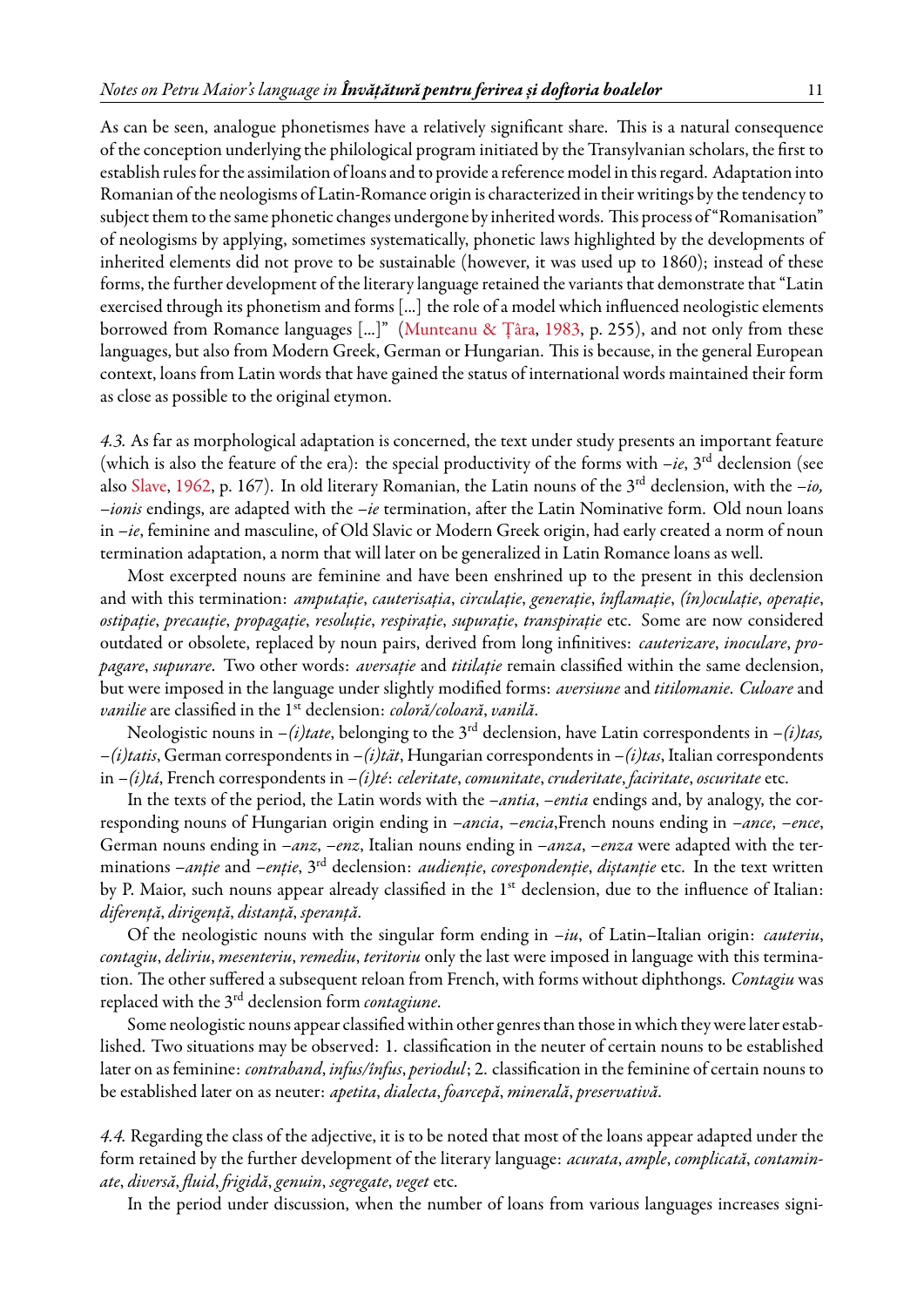As can be seen, analogue phonetismes have a relatively significant share. This is a natural consequence of the conception underlying the philological program initiated by the Transylvanian scholars, the first to establish rules for the assimilation of loans and to provide a reference model in this regard. Adaptation into Romanian of the neologisms of Latin-Romance origin is characterized in their writings by the tendency to subject them to the same phonetic changes undergone by inherited words. This process of "Romanisation" of neologisms by applying, sometimes systematically, phonetic laws highlighted by the developments of inherited elements did not prove to be sustainable (however, it was used up to 1860); instead of these forms, the further development of the literary language retained the variants that demonstrate that "Latin exercised through its phonetism and forms [...] the role of a model which influenced neologistic elements borrowed from Romance languages [...]" (Munteanu & Țâra, 1983, p. 255), and not only from these languages, but also from Modern Greek, German or Hungarian. This is because, in the general European context, loans from Latin words that have gained the status of international words maintained their form as close as possible to the original etymon.

*4.3.* As far as morphological adaptation is concerned, the text under study presents an important feature (which is also the feature of the era): the special productivity of the forms with *–ie*, 3rd declension (see also Slave, 1962, p. 167). In old literary Romanian, the Latin nouns of the 3rd declension, with the *–io, –ionis* endings, are adapted with the *–ie* termination, after the Latin Nominative form. Old noun loans in *–ie*, feminine and masculine, of Old Slavic or Modern Greek origin, had early created a norm of noun termination adaptation, a norm that will later on be generalized in Latin Romance loans as well.

Most excerpted nouns are feminine and have been enshrined up to the present in this declension and with this termination: *amputație*, *cauterisația*, *circulație*, *generație*, *înflamație*, *(în)oculație*, *operație*, *ostipație*, *precauție*, *propagație*, *resoluție*, *respirație*, *supurație*, *transpirație* etc. Some are now considered outdated or obsolete, replaced by noun pairs, derived from long infinitives: *cauterizare*, *inoculare*, *propagare*, *supurare*. Two other words: *aversație* and *titilație* remain classified within the same declension, but were imposed in the language under slightly modified forms: *aversiune* and *titilomanie*. *Culoare* and *vanilie* are classified in the 1st declension: *coloră/coloară*, *vanilă*.

Neologistic nouns in *–(i)tate*, belonging to the 3rd declension, have Latin correspondents in *–(i)tas, –(i)tatis*, German correspondents in *–(i)tät*, Hungarian correspondents in *–(i)tas*, Italian correspondents in *–(i)tá*, French correspondents in *–(i)té*: *celeritate*, *comunitate*, *cruderitate*, *faciritate*, *oscuritate* etc.

In the texts of the period, the Latin words with the *–antia*, *–entia* endings and, by analogy, the corresponding nouns of Hungarian origin ending in *–ancia*, *–encia*,French nouns ending in *–ance*, *–ence*, German nouns ending in *–anz*, *–enz*, Italian nouns ending in *–anza*, *–enza* were adapted with the terminations *–anție* and *–enție*, 3rd declension: *audienție*, *corespondenție*, *diștanție* etc. In the text written by P. Maior, such nouns appear already classified in the 1st declension, due to the influence of Italian: *diferență*, *dirigență*, *distanță*, *speranță*.

Of the neologistic nouns with the singular form ending in *–iu*, of Latin–Italian origin: *cauteriu*, *contagiu*, *deliriu*, *mesenteriu*, *remediu*, *teritoriu* only the last were imposed in language with this termination. The other suffered a subsequent reload from French, with forms without diphthongs. *Contagiu* was replaced with the 3rd declension form *contagiune*.

Some neologistic nouns appear classified within other genres than those in which they were later established. Two situations may be observed: 1. classification in the neuter of certain nouns to be established later on as feminine: *contraband*, *infus/înfus*, *periodul*; 2. classification in the feminine of certain nouns to be established later on as neuter: *apetita*, *dialecta*, *foarcepă*, *minerală*, *preservativă*.

*4.4.* Regarding the class of the adjective, it is to be noted that most of the loans appear adapted under the form retained by the further development of the literary language: *acurata*, *ample*, *complicată*, *contaminate*, *diversă*, *fluid*, *frigidă*, *genuin*, *segregate*, *veget* etc.

In the period under discussion, when the number of loans from various languages increases signi-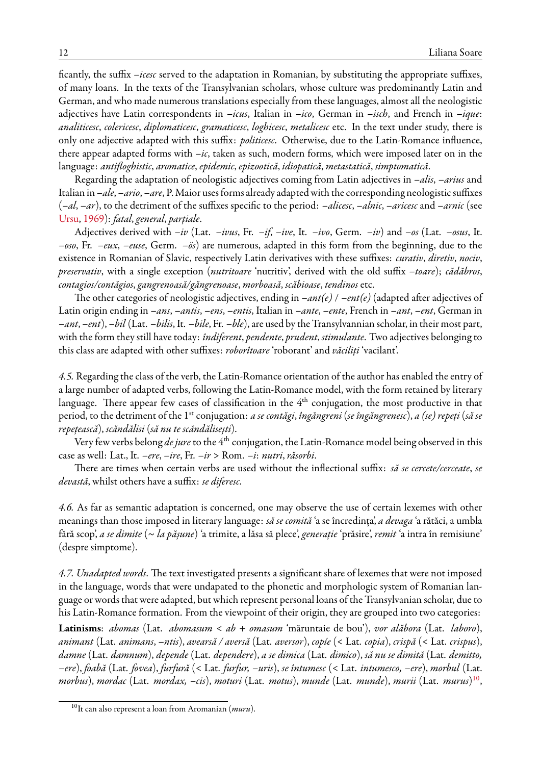ficantly, the suffix *–icesc* served to the adaptation in Romanian, by substituting the appropriate suffixes, of many loans. In the texts of the Transylvanian scholars, whose culture was predominantly Latin and German, and who made numerous translations especially from these languages, almost all the neologistic adjectives have Latin correspondents in *–icus*, Italian in *–ico*, German in *–isch*, and French in *–ique*: *analiticesc*, *colericesc*, *diplomaticesc*, *gramaticesc*, *loghicesc*, *metalicesc* etc. In the text under study, there is only one adjective adapted with this suffix: *politicesc*. Otherwise, due to the Latin-Romance influence, there appear adapted forms with *–ic*, taken as such, modern forms, which were imposed later on in the language: *antifloghistic*, *aromatice*, *epidemic*, *epizootică*, *idiopatică*, *metastatică*, *simptomatică*.

Regarding the adaptation of neologistic adjectives coming from Latin adjectives in *–alis*, *–arius* and Italian in *–ale*, *–ario*, *–are*, P. Maior uses forms already adapted with the corresponding neologistic suffixes (*–al*, *–ar*), to the detriment of the suffixes specific to the period: *–alicesc*, *–alnic*, *–aricesc* and *–arnic* (see Ursu, 1969): *fatal*, *general*, *parțiale*.

Adjectives derived with *–iv* (Lat. *–ivus*, Fr. *–if*, *–ive*, It. *–ivo*, Germ. *–iv*) and *–os* (Lat. *–osus*, It. *–oso*, Fr. *–eux*, *–euse*, Germ. *–ös*) are numerous, adapted in this form from the beginning, due to the existence in Romanian of Slavic, respectively Latin derivatives with these suffixes: *curativ*, *diretiv*, *nociv*, *preservativ*, with a single exception (*nutritoare* 'nutritiv', derived with the old suffix *–toare*); *cădăbros*, *contagios/contăgios*, *gangrenoasă/găngrenoase*, *morboasă*, *scăbioase*, *tendinos* etc.

The other categories of neologistic adjectives, ending in *–ant(e)* / *–ent(e)* (adapted after adjectives of Latin origin ending in *–ans*, *–antis*, *–ens*, *–entis*, Italian in *–ante*, *–ente*, French in *–ant*, *–ent*, German in *–ant*, *–ent*), *–bil* (Lat. *–bilis*, It. *–bile*, Fr. *–ble*), are used by the Transylvannian scholar, in their most part, with the form they still have today: *îndiferent*, *pendente*, *prudent*, *stimulante*. Two adjectives belonging to this class are adapted with other suffixes: *roborîtoare* 'roborant' and *văcilițí* 'vacilant'.

*4.5.* Regarding the class of the verb, the Latin-Romance orientation of the author has enabled the entry of a large number of adapted verbs, following the Latin-Romance model, with the form retained by literary language. There appear few cases of classification in the 4th conjugation, the most productive in that period, to the detriment of the 1st conjugation: *a se contăgi*, *îngăngreni* (*se îngăngrenesc*), *a (se) repeți* (*să se repețească*), *scăndălisi* (*să nu te scăndălisești*).

Very few verbs belong *de jure* to the 4th conjugation, the Latin-Romance model being observed in this case as well: Lat., It. *–ere*, *–ire*, Fr. *–ir* > Rom. *–i*: *nutri*, *răsorbi*.

There are times when certain verbs are used without the inflectional suffix: *să se cercete/cerceate*, *se devastă*, whilst others have a suffix: *se diferesc*.

*4.6.* As far as semantic adaptation is concerned, one may observe the use of certain lexemes with other meanings than those imposed in literary language: *să se comită* 'a se încredința', *a devaga* 'a rătăci, a umbla fără scop', *a se dimite* (~ *la pășune*) 'a trimite, a lăsa să plece', *generație* 'prăsire', *remit* 'a intra în remisiune' (despre simptome).

*4.7. Unadapted words*. The text investigated presents a significant share of lexemes that were not imposed in the language, words that were undapated to the phonetic and morphologic system of Romanian language or words that were adapted, but which represent personal loans of the Transylvanian scholar, due to his Latin-Romance formation. From the viewpoint of their origin, they are grouped into two categories:

**Latinisms**: *abomas* (Lat. *abomasum* < *ab* + *omasum* 'măruntaie de bou'), *vor alăbora* (Lat. *laboro*), *animant* (Lat. *animans*, *–ntis*), *avearsă / aversă* (Lat. *aversor*), *copíe* (< Lat. *copia*), *crispă* (< Lat. *crispus*), *damne* (Lat. *damnum*), *depende* (Lat. *dependere*), *a se dimica* (Lat. *dimico*), *să nu se dimită* (Lat. *demitto, –ere*), *foabă* (Lat. *fovea*), *furfură* (< Lat. *furfur, –uris*), *se întumesc* (< Lat. *intumesco, –ere*), *morbul* (Lat. *morbus*), *mordac* (Lat. *mordax, –cis*), *moturi* (Lat. *motus*), *munde* (Lat. *munde*), *murii* (Lat. *murus*)[10],

[10] It can also represent a loan from Aromanian (*muru*).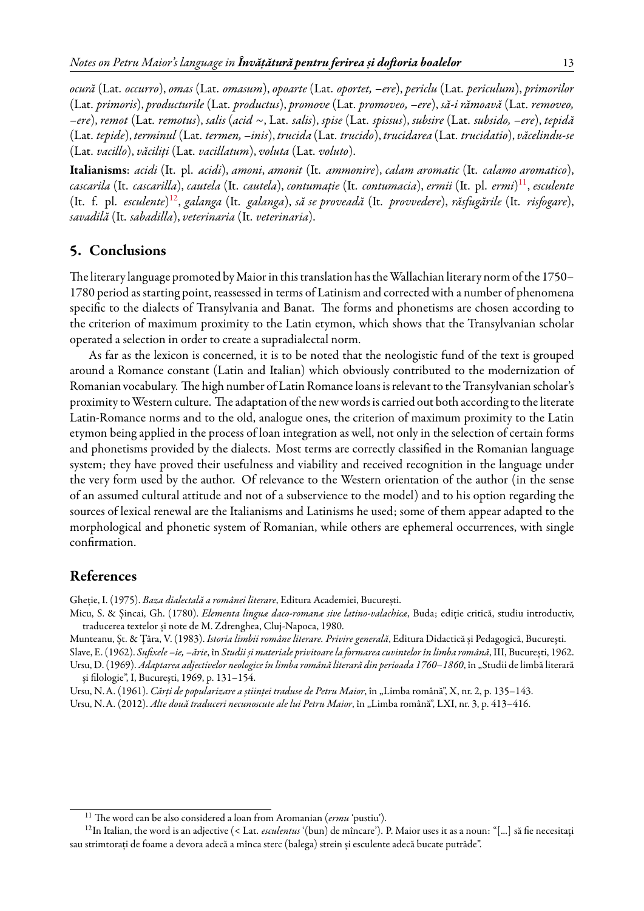*ocură* (Lat. *occurro*), *omas* (Lat. *omasum*), *opoarte* (Lat. *oportet, –ere*), *periclu* (Lat. *periculum*), *primorilor* (Lat. *primoris*), *producturile* (Lat. *productus*), *promove* (Lat. *promoveo, –ere*), *să-i rămoavă* (Lat. *removeo, –ere*), *remot* (Lat. *remotus*), *salis* (*acid* ~, Lat. *salis*), *spise* (Lat. *spissus*), *subsire* (Lat. *subsido, –ere*), *tepidă* (Lat. *tepide*), *terminul* (Lat. *termen, –inis*), *trucida* (Lat. *trucido*), *trucidarea* (Lat. *trucidatio*), *văcelindu-se* (Lat. *vacillo*), *văciliți* (Lat. *vacillatum*), *voluta* (Lat. *voluto*).

**Italianisms**: *acidi* (It. pl. *acidi*), *amoni*, *amonit* (It. *ammonire*), *calam aromatic* (It. *calamo aromatico*), *cascarila* (It. *cascarilla*), *cautela* (It. *cautela*), *contumație* (It. *contumacia*), *ermii* (It. pl. *ermi*)[11], *esculente* (It. f. pl. *esculente*)[12], *galanga* (It. *galanga*), *să se proveadă* (It. *provvedere*), *răsfugările* (It. *risfogare*), *savadilă* (It. *sabadilla*), *veterinaria* (It. *veterinaria*).

## 5. Conclusions

The literary language promoted by Maior in this translation has the Wallachian literary norm of the 1750–1780 period as starting point, reassessed in terms of Latinism and corrected with a number of phenomena specific to the dialects of Transylvania and Banat. The forms and phonetisms are chosen according to the criterion of maximum proximity to the Latin etymon, which shows that the Transylvanian scholar operated a selection in order to create a supradialectal norm.

As far as the lexicon is concerned, it is to be noted that the neologistic fund of the text is grouped around a Romance constant (Latin and Italian) which obviously contributed to the modernization of Romanian vocabulary. The high number of Latin Romance loans is relevant to the Transylvanian scholar's proximity to Western culture. The adaptation of the new words is carried out both according to the literate Latin-Romance norms and to the old, analogue ones, the criterion of maximum proximity to the Latin etymon being applied in the process of loan integration as well, not only in the selection of certain forms and phonetisms provided by the dialects. Most terms are correctly classified in the Romanian language system; they have proved their usefulness and viability and received recognition in the language under the very form used by the author. Of relevance to the Western orientation of the author (in the sense of an assumed cultural attitude and not of a subservience to the model) and to his option regarding the sources of lexical renewal are the Italianisms and Latinisms he used; some of them appear adapted to the morphological and phonetic system of Romanian, while others are ephemeral occurrences, with single confirmation.

## References

Gheție, I. (1975). *Baza dialectală a românei literare*, Editura Academiei, București.

Micu, S. & Șincai, Gh. (1780). *Elementa linguæ daco-romanæ sive latino-valachicæ*, Buda; ediție critică, studiu introductiv, traducerea textelor și note de M. Zdrenghea, Cluj-Napoca, 1980.

Munteanu, Șt. & Țâra, V. (1983). *Istoria limbii române literare. Privire generală*, Editura Didactică și Pedagogică, București.

Slave, E. (1962). *Sufixele –ie, –ărie*, în *Studii și materiale privitoare la formarea cuvintelor în limba română*, III, București, 1962.

Ursu, D. (1969). *Adaptarea adjectivelor neologice în limba română literară din perioada 1760–1860*, în „Studii de limbă literară și filologie", I, București, 1969, p. 131–154.

Ursu, N. A. (1961). *Cărți de popularizare a științei traduse de Petru Maior*, în „Limba română", X, nr. 2, p. 135–143.

Ursu, N. A. (2012). *Alte două traduceri necunoscute ale lui Petru Maior*, în „Limba română", LXI, nr. 3, p. 413–416.

---

[11] The word can be also considered a loan from Aromanian (*ermu* 'pustiu').

[12] In Italian, the word is an adjective (< Lat. *esculentus* '(bun) de mîncare'). P. Maior uses it as a noun: "[...] să fie necesitați sau strimtorați de foame a devora adecă a mînca sterc (balega) strein și esculente adecă bucate putrăde".